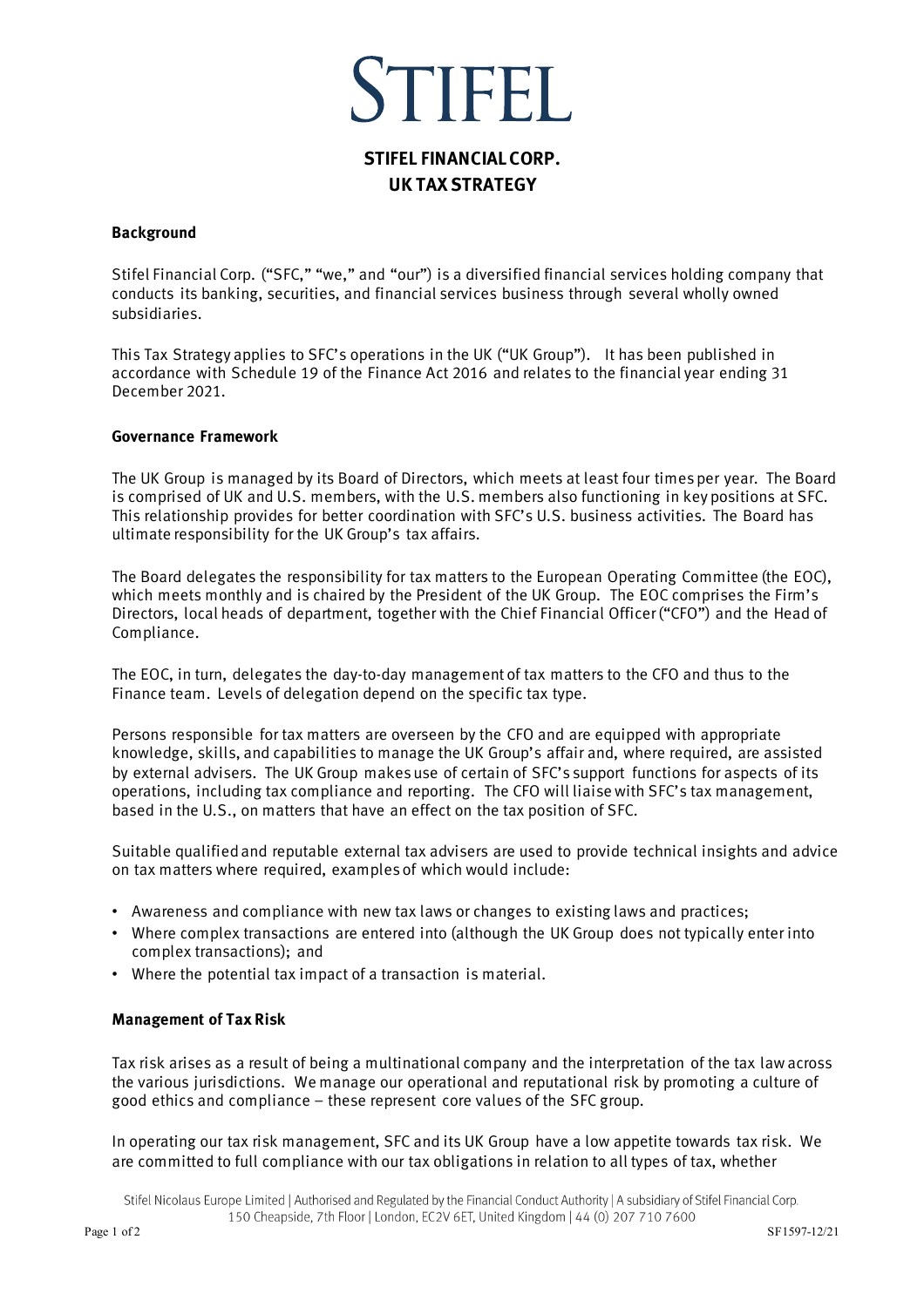# STIFEL

## STIFEL FINANCIAL CORP.
## UK TAX STRATEGY

### Background

Stifel Financial Corp. ("SFC," "we," and "our") is a diversified financial services holding company that conducts its banking, securities, and financial services business through several wholly owned subsidiaries.

This Tax Strategy applies to SFC's operations in the UK ("UK Group"). It has been published in accordance with Schedule 19 of the Finance Act 2016 and relates to the financial year ending 31 December 2021.

### Governance Framework

The UK Group is managed by its Board of Directors, which meets at least four times per year. The Board is comprised of UK and U.S. members, with the U.S. members also functioning in key positions at SFC. This relationship provides for better coordination with SFC's U.S. business activities. The Board has ultimate responsibility for the UK Group's tax affairs.

The Board delegates the responsibility for tax matters to the European Operating Committee (the EOC), which meets monthly and is chaired by the President of the UK Group. The EOC comprises the Firm's Directors, local heads of department, together with the Chief Financial Officer ("CFO") and the Head of Compliance.

The EOC, in turn, delegates the day-to-day management of tax matters to the CFO and thus to the Finance team. Levels of delegation depend on the specific tax type.

Persons responsible for tax matters are overseen by the CFO and are equipped with appropriate knowledge, skills, and capabilities to manage the UK Group's affair and, where required, are assisted by external advisers. The UK Group makes use of certain of SFC's support functions for aspects of its operations, including tax compliance and reporting. The CFO will liaise with SFC's tax management, based in the U.S., on matters that have an effect on the tax position of SFC.

Suitable qualified and reputable external tax advisers are used to provide technical insights and advice on tax matters where required, examples of which would include:

- Awareness and compliance with new tax laws or changes to existing laws and practices;
- Where complex transactions are entered into (although the UK Group does not typically enter into complex transactions); and
- Where the potential tax impact of a transaction is material.

### Management of Tax Risk

Tax risk arises as a result of being a multinational company and the interpretation of the tax law across the various jurisdictions. We manage our operational and reputational risk by promoting a culture of good ethics and compliance – these represent core values of the SFC group.

In operating our tax risk management, SFC and its UK Group have a low appetite towards tax risk. We are committed to full compliance with our tax obligations in relation to all types of tax, whether

Stifel Nicolaus Europe Limited | Authorised and Regulated by the Financial Conduct Authority | A subsidiary of Stifel Financial Corp.
150 Cheapside, 7th Floor | London, EC2V 6ET, United Kingdom | 44 (0) 207 710 7600

SF1597-12/21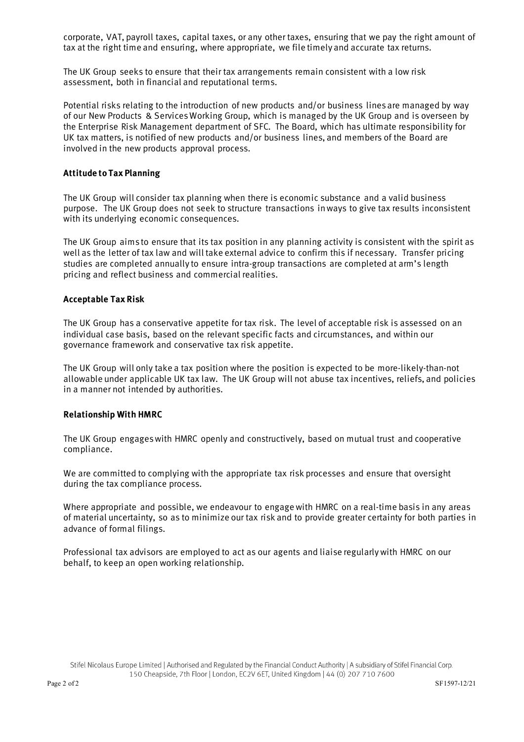corporate, VAT, payroll taxes, capital taxes, or any other taxes, ensuring that we pay the right amount of tax at the right time and ensuring, where appropriate, we file timely and accurate tax returns.

The UK Group seeks to ensure that their tax arrangements remain consistent with a low risk assessment, both in financial and reputational terms.

Potential risks relating to the introduction of new products and/or business lines are managed by way of our New Products & Services Working Group, which is managed by the UK Group and is overseen by the Enterprise Risk Management department of SFC. The Board, which has ultimate responsibility for UK tax matters, is notified of new products and/or business lines, and members of the Board are involved in the new products approval process.

**Attitude to Tax Planning**

The UK Group will consider tax planning when there is economic substance and a valid business purpose. The UK Group does not seek to structure transactions in ways to give tax results inconsistent with its underlying economic consequences.

The UK Group aims to ensure that its tax position in any planning activity is consistent with the spirit as well as the letter of tax law and will take external advice to confirm this if necessary. Transfer pricing studies are completed annually to ensure intra-group transactions are completed at arm's length pricing and reflect business and commercial realities.

**Acceptable Tax Risk**

The UK Group has a conservative appetite for tax risk. The level of acceptable risk is assessed on an individual case basis, based on the relevant specific facts and circumstances, and within our governance framework and conservative tax risk appetite.

The UK Group will only take a tax position where the position is expected to be more-likely-than-not allowable under applicable UK tax law. The UK Group will not abuse tax incentives, reliefs, and policies in a manner not intended by authorities.

**Relationship With HMRC**

The UK Group engages with HMRC openly and constructively, based on mutual trust and cooperative compliance.

We are committed to complying with the appropriate tax risk processes and ensure that oversight during the tax compliance process.

Where appropriate and possible, we endeavour to engage with HMRC on a real-time basis in any areas of material uncertainty, so as to minimize our tax risk and to provide greater certainty for both parties in advance of formal filings.

Professional tax advisors are employed to act as our agents and liaise regularly with HMRC on our behalf, to keep an open working relationship.

Stifel Nicolaus Europe Limited | Authorised and Regulated by the Financial Conduct Authority | A subsidiary of Stifel Financial Corp.
150 Cheapside, 7th Floor | London, EC2V 6ET, United Kingdom | 44 (0) 207 710 7600

SF1597-12/21